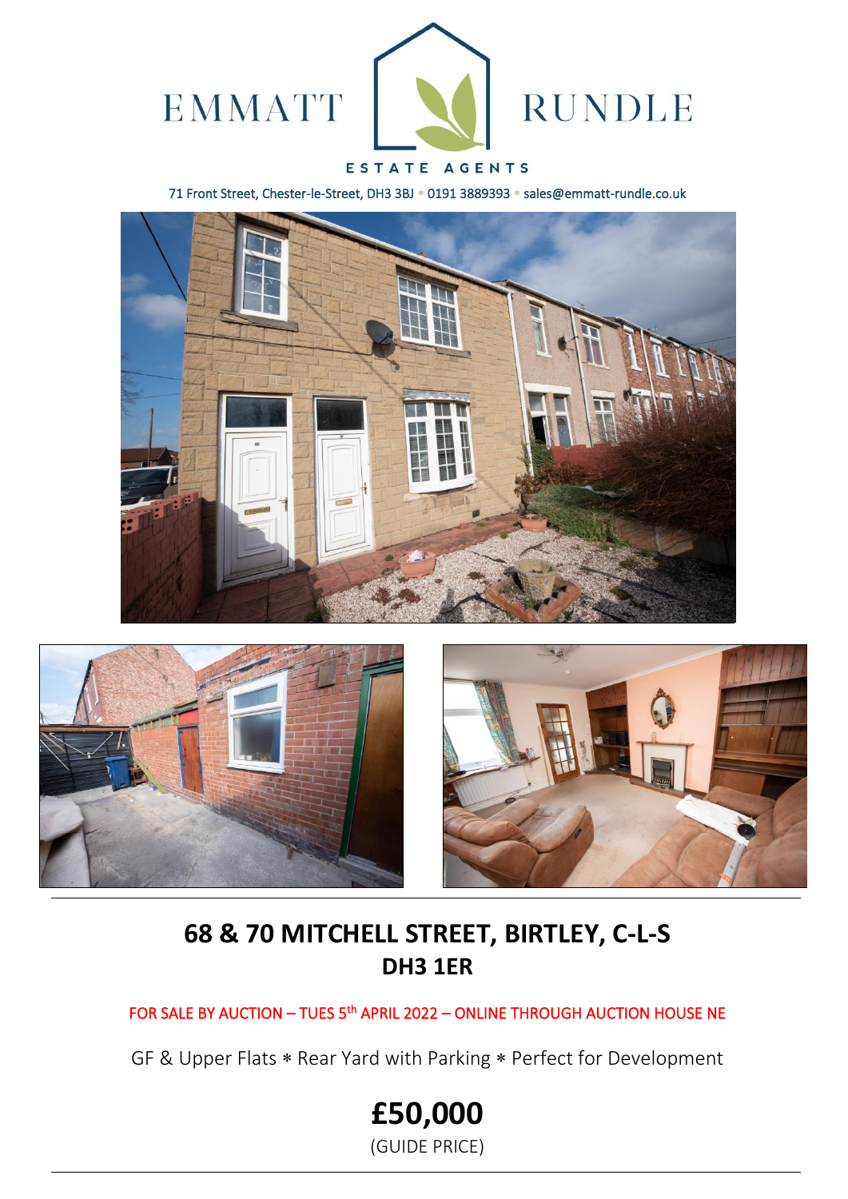EMMATT RUNDLE

ESTATE AGENTS

71 Front Street, Chester-le-Street, DH3 3BJ * 0191 3889393 * sales@emmatt-rundle.co.uk

# 68 & 70 MITCHELL STREET, BIRTLEY, C-L-S
## DH3 1ER

FOR SALE BY AUCTION – TUES 5th APRIL 2022 – ONLINE THROUGH AUCTION HOUSE NE

GF & Upper Flats * Rear Yard with Parking * Perfect for Development

# £50,000

(GUIDE PRICE)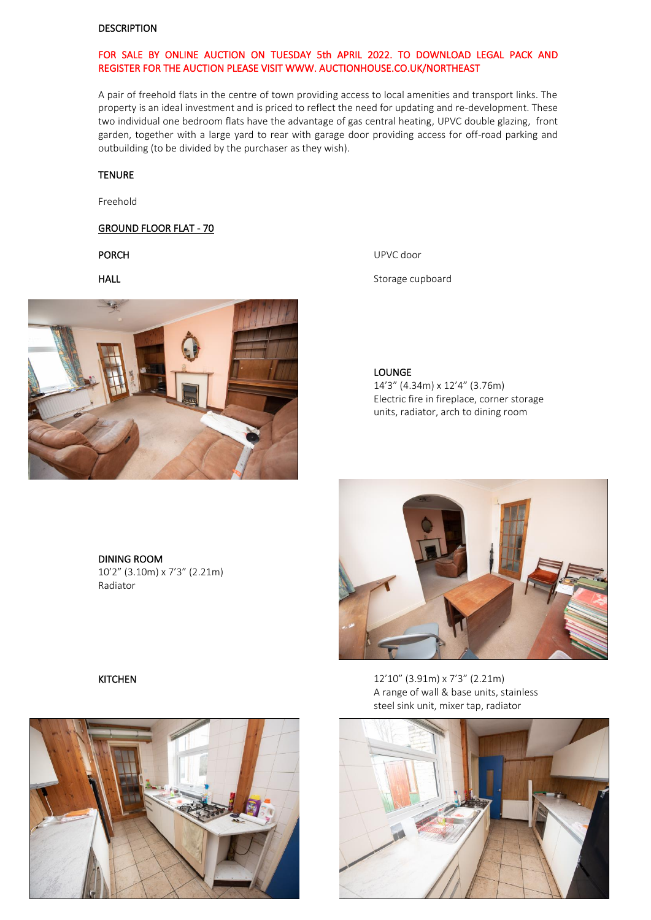## DESCRIPTION

**FOR SALE BY ONLINE AUCTION ON TUESDAY 5th APRIL 2022. TO DOWNLOAD LEGAL PACK AND REGISTER FOR THE AUCTION PLEASE VISIT WWW. AUCTIONHOUSE.CO.UK/NORTHEAST**

A pair of freehold flats in the centre of town providing access to local amenities and transport links. The property is an ideal investment and is priced to reflect the need for updating and re-development. These two individual one bedroom flats have the advantage of gas central heating, UPVC double glazing, front garden, together with a large yard to rear with garage door providing access for off-road parking and outbuilding (to be divided by the purchaser as they wish).

## TENURE

Freehold

## GROUND FLOOR FLAT - 70

**PORCH**

UPVC door

**HALL**

Storage cupboard

**LOUNGE**

14'3" (4.34m) x 12'4" (3.76m)
Electric fire in fireplace, corner storage units, radiator, arch to dining room

**DINING ROOM**

10'2" (3.10m) x 7'3" (2.21m)
Radiator

**KITCHEN**

12'10" (3.91m) x 7'3" (2.21m)
A range of wall & base units, stainless steel sink unit, mixer tap, radiator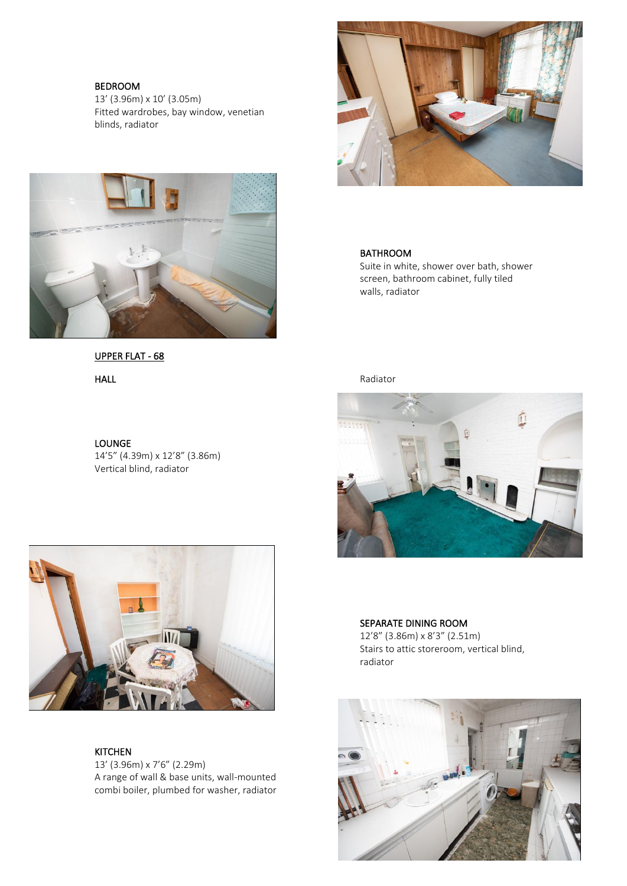BEDROOM
13' (3.96m) x 10' (3.05m)
Fitted wardrobes, bay window, venetian blinds, radiator

BATHROOM
Suite in white, shower over bath, shower screen, bathroom cabinet, fully tiled walls, radiator

UPPER FLAT - 68

HALL

Radiator

LOUNGE
14'5" (4.39m) x 12'8" (3.86m)
Vertical blind, radiator

SEPARATE DINING ROOM
12'8" (3.86m) x 8'3" (2.51m)
Stairs to attic storeroom, vertical blind, radiator

KITCHEN
13' (3.96m) x 7'6" (2.29m)
A range of wall & base units, wall-mounted combi boiler, plumbed for washer, radiator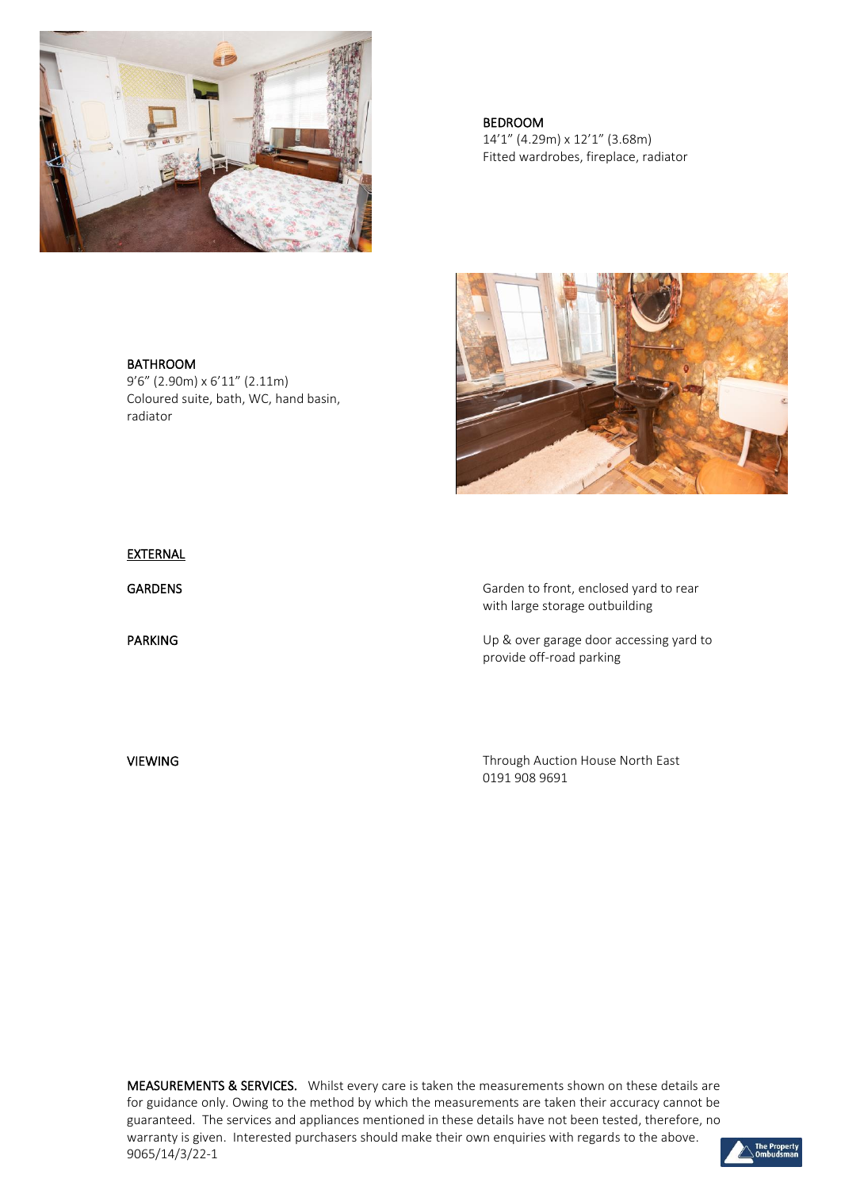BEDROOM
14’1” (4.29m) x 12’1” (3.68m)
Fitted wardrobes, fireplace, radiator

BATHROOM
9’6” (2.90m) x 6’11” (2.11m)
Coloured suite, bath, WC, hand basin, radiator

## EXTERNAL

| | |
|---|---|
| GARDENS | Garden to front, enclosed yard to rear with large storage outbuilding |
| PARKING | Up & over garage door accessing yard to provide off-road parking |
| VIEWING | Through Auction House North East 0191 908 9691 |

**MEASUREMENTS & SERVICES.** Whilst every care is taken the measurements shown on these details are for guidance only. Owing to the method by which the measurements are taken their accuracy cannot be guaranteed. The services and appliances mentioned in these details have not been tested, therefore, no warranty is given. Interested purchasers should make their own enquiries with regards to the above.
9065/14/3/22-1